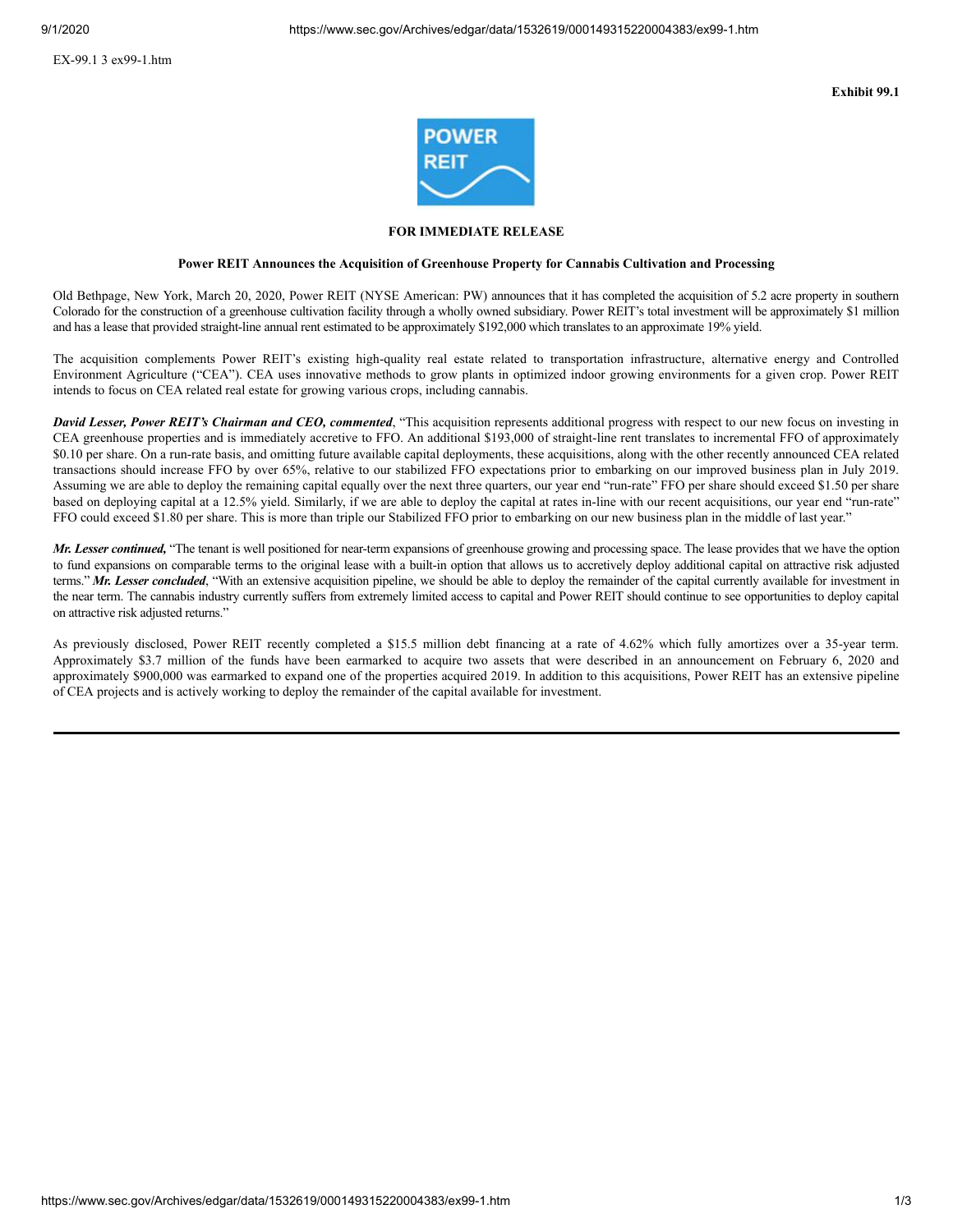EX-99.1 3 ex99-1.htm

**Exhibit 99.1**

POWER REIT

**FOR IMMEDIATE RELEASE**

**Power REIT Announces the Acquisition of Greenhouse Property for Cannabis Cultivation and Processing**

Old Bethpage, New York, March 20, 2020, Power REIT (NYSE American: PW) announces that it has completed the acquisition of 5.2 acre property in southern Colorado for the construction of a greenhouse cultivation facility through a wholly owned subsidiary. Power REIT's total investment will be approximately $1 million and has a lease that provided straight-line annual rent estimated to be approximately $192,000 which translates to an approximate 19% yield.

The acquisition complements Power REIT's existing high-quality real estate related to transportation infrastructure, alternative energy and Controlled Environment Agriculture ("CEA"). CEA uses innovative methods to grow plants in optimized indoor growing environments for a given crop. Power REIT intends to focus on CEA related real estate for growing various crops, including cannabis.

***David Lesser, Power REIT's Chairman and CEO, commented***, "This acquisition represents additional progress with respect to our new focus on investing in CEA greenhouse properties and is immediately accretive to FFO. An additional $193,000 of straight-line rent translates to incremental FFO of approximately $0.10 per share. On a run-rate basis, and omitting future available capital deployments, these acquisitions, along with the other recently announced CEA related transactions should increase FFO by over 65%, relative to our stabilized FFO expectations prior to embarking on our improved business plan in July 2019. Assuming we are able to deploy the remaining capital equally over the next three quarters, our year end "run-rate" FFO per share should exceed $1.50 per share based on deploying capital at a 12.5% yield. Similarly, if we are able to deploy the capital at rates in-line with our recent acquisitions, our year end "run-rate" FFO could exceed $1.80 per share. This is more than triple our Stabilized FFO prior to embarking on our new business plan in the middle of last year."

***Mr. Lesser continued,*** "The tenant is well positioned for near-term expansions of greenhouse growing and processing space. The lease provides that we have the option to fund expansions on comparable terms to the original lease with a built-in option that allows us to accretively deploy additional capital on attractive risk adjusted terms." ***Mr. Lesser concluded***, "With an extensive acquisition pipeline, we should be able to deploy the remainder of the capital currently available for investment in the near term. The cannabis industry currently suffers from extremely limited access to capital and Power REIT should continue to see opportunities to deploy capital on attractive risk adjusted returns."

As previously disclosed, Power REIT recently completed a $15.5 million debt financing at a rate of 4.62% which fully amortizes over a 35-year term. Approximately $3.7 million of the funds have been earmarked to acquire two assets that were described in an announcement on February 6, 2020 and approximately $900,000 was earmarked to expand one of the properties acquired 2019. In addition to this acquisitions, Power REIT has an extensive pipeline of CEA projects and is actively working to deploy the remainder of the capital available for investment.

---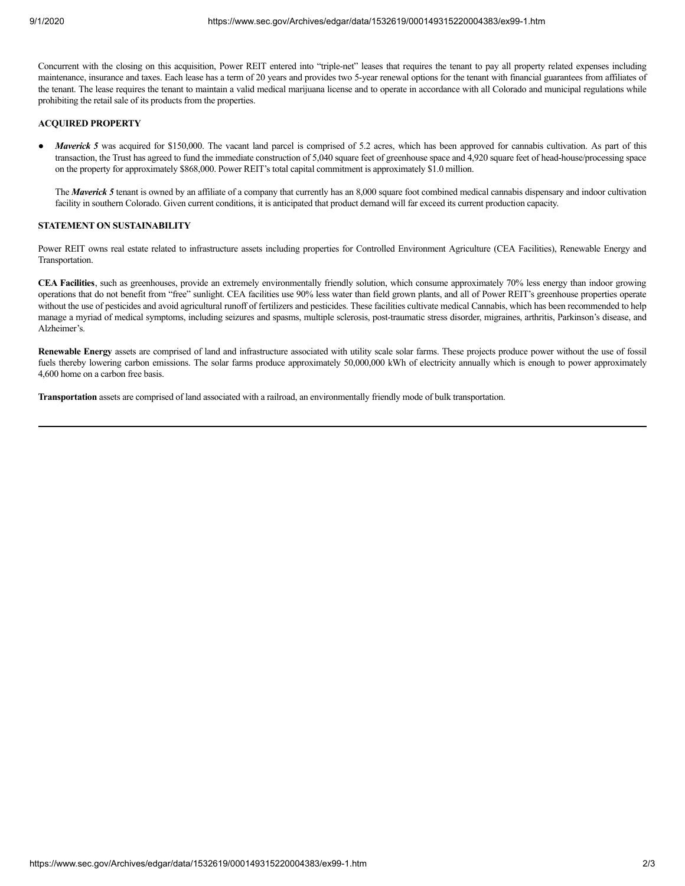Concurrent with the closing on this acquisition, Power REIT entered into "triple-net" leases that requires the tenant to pay all property related expenses including maintenance, insurance and taxes. Each lease has a term of 20 years and provides two 5-year renewal options for the tenant with financial guarantees from affiliates of the tenant. The lease requires the tenant to maintain a valid medical marijuana license and to operate in accordance with all Colorado and municipal regulations while prohibiting the retail sale of its products from the properties.

**ACQUIRED PROPERTY**

- ***Maverick 5*** was acquired for $150,000. The vacant land parcel is comprised of 5.2 acres, which has been approved for cannabis cultivation. As part of this transaction, the Trust has agreed to fund the immediate construction of 5,040 square feet of greenhouse space and 4,920 square feet of head-house/processing space on the property for approximately $868,000. Power REIT's total capital commitment is approximately $1.0 million.

  The ***Maverick 5*** tenant is owned by an affiliate of a company that currently has an 8,000 square foot combined medical cannabis dispensary and indoor cultivation facility in southern Colorado. Given current conditions, it is anticipated that product demand will far exceed its current production capacity.

**STATEMENT ON SUSTAINABILITY**

Power REIT owns real estate related to infrastructure assets including properties for Controlled Environment Agriculture (CEA Facilities), Renewable Energy and Transportation.

**CEA Facilities**, such as greenhouses, provide an extremely environmentally friendly solution, which consume approximately 70% less energy than indoor growing operations that do not benefit from "free" sunlight. CEA facilities use 90% less water than field grown plants, and all of Power REIT's greenhouse properties operate without the use of pesticides and avoid agricultural runoff of fertilizers and pesticides. These facilities cultivate medical Cannabis, which has been recommended to help manage a myriad of medical symptoms, including seizures and spasms, multiple sclerosis, post-traumatic stress disorder, migraines, arthritis, Parkinson's disease, and Alzheimer's.

**Renewable Energy** assets are comprised of land and infrastructure associated with utility scale solar farms. These projects produce power without the use of fossil fuels thereby lowering carbon emissions. The solar farms produce approximately 50,000,000 kWh of electricity annually which is enough to power approximately 4,600 home on a carbon free basis.

**Transportation** assets are comprised of land associated with a railroad, an environmentally friendly mode of bulk transportation.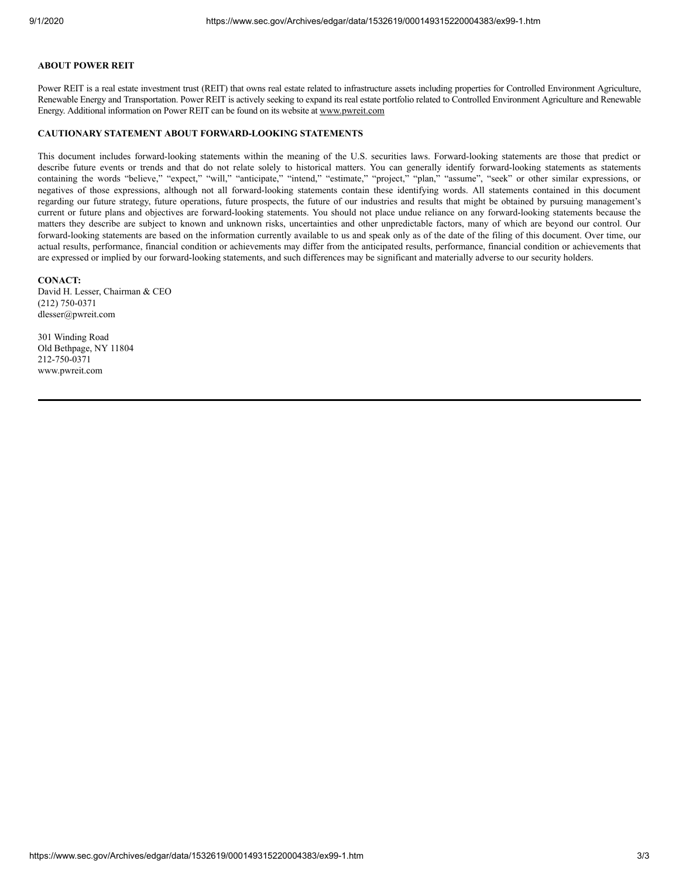**ABOUT POWER REIT**

Power REIT is a real estate investment trust (REIT) that owns real estate related to infrastructure assets including properties for Controlled Environment Agriculture, Renewable Energy and Transportation. Power REIT is actively seeking to expand its real estate portfolio related to Controlled Environment Agriculture and Renewable Energy. Additional information on Power REIT can be found on its website at www.pwreit.com

**CAUTIONARY STATEMENT ABOUT FORWARD-LOOKING STATEMENTS**

This document includes forward-looking statements within the meaning of the U.S. securities laws. Forward-looking statements are those that predict or describe future events or trends and that do not relate solely to historical matters. You can generally identify forward-looking statements as statements containing the words "believe," "expect," "will," "anticipate," "intend," "estimate," "project," "plan," "assume", "seek" or other similar expressions, or negatives of those expressions, although not all forward-looking statements contain these identifying words. All statements contained in this document regarding our future strategy, future operations, future prospects, the future of our industries and results that might be obtained by pursuing management's current or future plans and objectives are forward-looking statements. You should not place undue reliance on any forward-looking statements because the matters they describe are subject to known and unknown risks, uncertainties and other unpredictable factors, many of which are beyond our control. Our forward-looking statements are based on the information currently available to us and speak only as of the date of the filing of this document. Over time, our actual results, performance, financial condition or achievements may differ from the anticipated results, performance, financial condition or achievements that are expressed or implied by our forward-looking statements, and such differences may be significant and materially adverse to our security holders.

**CONACT:**
David H. Lesser, Chairman & CEO
(212) 750-0371
dlesser@pwreit.com

301 Winding Road
Old Bethpage, NY 11804
212-750-0371
www.pwreit.com